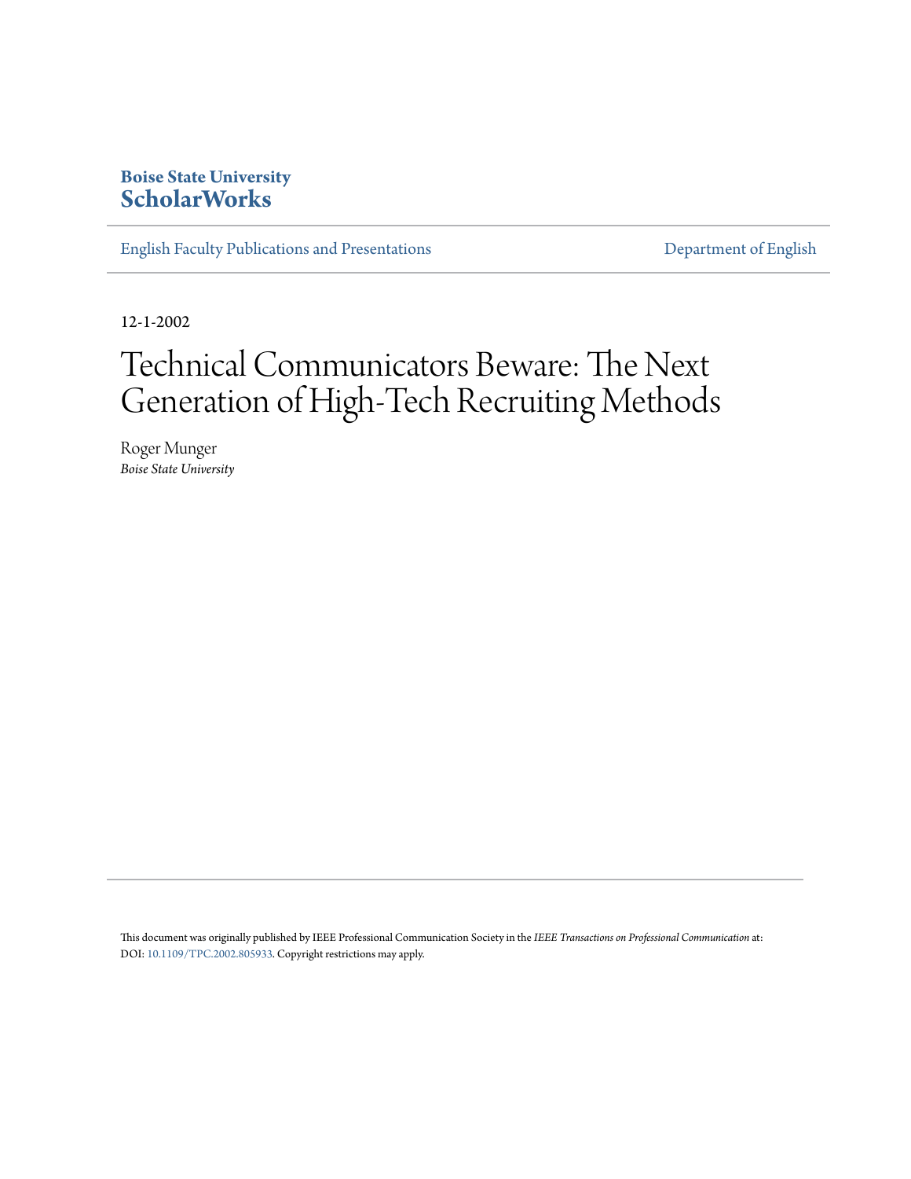**Boise State University**
**ScholarWorks**

English Faculty Publications and Presentations

Department of English

12-1-2002

# Technical Communicators Beware: The Next Generation of High-Tech Recruiting Methods

Roger Munger
*Boise State University*

This document was originally published by IEEE Professional Communication Society in the *IEEE Transactions on Professional Communication* at: DOI: 10.1109/TPC.2002.805933. Copyright restrictions may apply.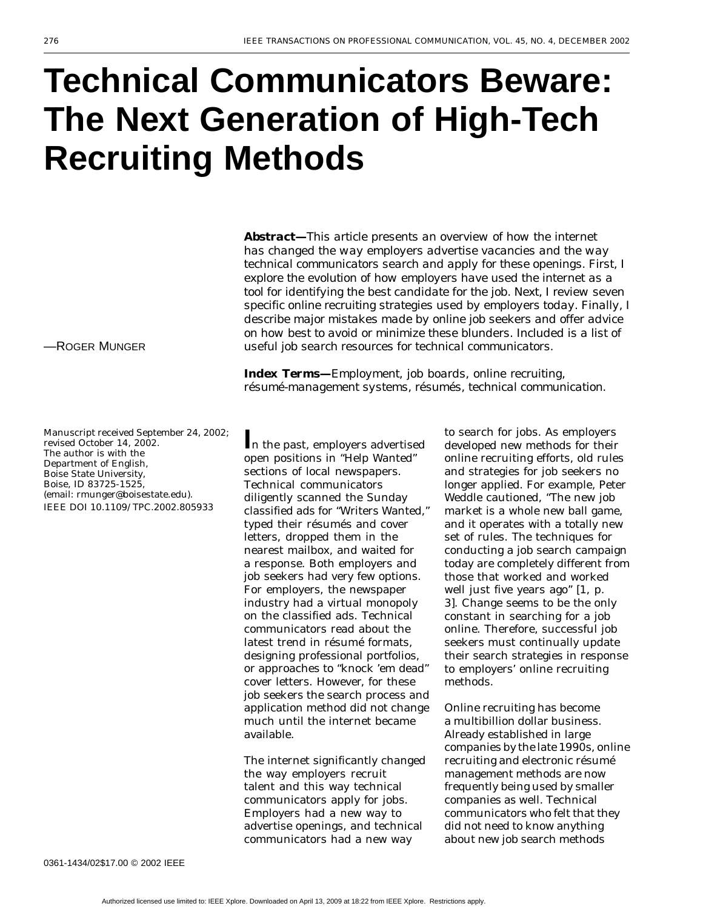# Technical Communicators Beware: The Next Generation of High-Tech Recruiting Methods

—ROGER MUNGER

**Abstract—**This article presents an overview of how the internet has changed the way employers advertise vacancies and the way technical communicators search and apply for these openings. First, I explore the evolution of how employers have used the internet as a tool for identifying the best candidate for the job. Next, I review seven specific online recruiting strategies used by employers today. Finally, I describe major mistakes made by online job seekers and offer advice on how best to avoid or minimize these blunders. Included is a list of useful job search resources for technical communicators.

**Index Terms—**Employment, job boards, online recruiting, résumé-management systems, résumés, technical communication.

*Manuscript received September 24, 2002; revised October 14, 2002.*
*The author is with the Department of English, Boise State University, Boise, ID 83725-1525, (email: rmunger@boisestate.edu).*
*IEEE DOI 10.1109/TPC.2002.805933*

In the past, employers advertised open positions in "Help Wanted" sections of local newspapers. Technical communicators diligently scanned the Sunday classified ads for "Writers Wanted," typed their résumés and cover letters, dropped them in the nearest mailbox, and waited for a response. Both employers and job seekers had very few options. For employers, the newspaper industry had a virtual monopoly on the classified ads. Technical communicators read about the latest trend in résumé formats, designing professional portfolios, or approaches to "knock 'em dead" cover letters. However, for these job seekers the search process and application method did not change much until the internet became available.

The internet significantly changed the way employers recruit talent and this way technical communicators apply for jobs. Employers had a new way to advertise openings, and technical communicators had a new way to search for jobs. As employers developed new methods for their online recruiting efforts, old rules and strategies for job seekers no longer applied. For example, Peter Weddle cautioned, "The new job market is a whole new ball game, and it operates with a totally new set of rules. The techniques for conducting a job search campaign today are completely different from those that worked and worked well just five years ago" [1, p. 3]. Change seems to be the only constant in searching for a job online. Therefore, successful job seekers must continually update their search strategies in response to employers' online recruiting methods.

Online recruiting has become a multibillion dollar business. Already established in large companies by the late 1990s, online recruiting and electronic résumé management methods are now frequently being used by smaller companies as well. Technical communicators who felt that they did not need to know anything about new job search methods

0361-1434/02$17.00 © 2002 IEEE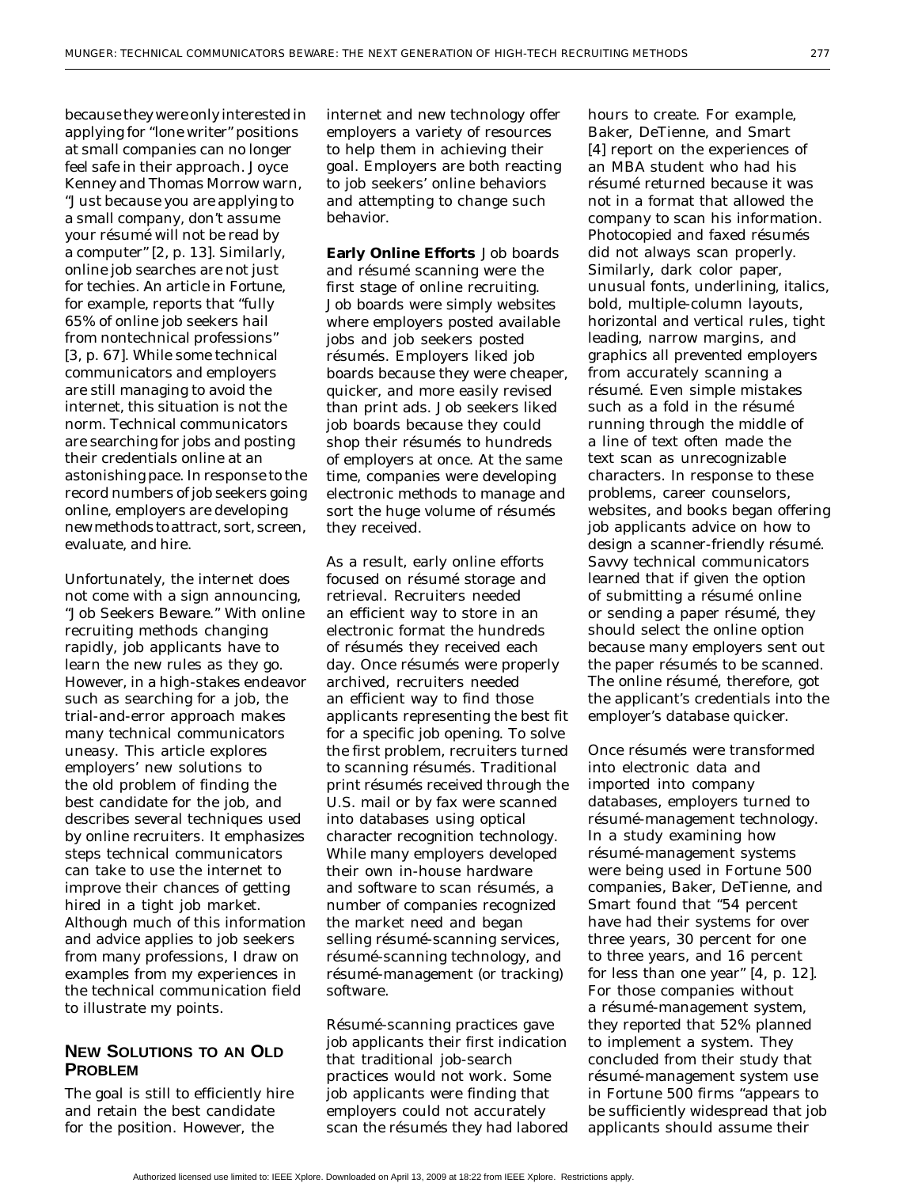because they were only interested in applying for "lone writer" positions at small companies can no longer feel safe in their approach. Joyce Kenney and Thomas Morrow warn, "Just because you are applying to a small company, don't assume your résumé will not be read by a computer" [2, p. 13]. Similarly, online job searches are not just for techies. An article in Fortune, for example, reports that "fully 65% of online job seekers hail from nontechnical professions" [3, p. 67]. While some technical communicators and employers are still managing to avoid the internet, this situation is not the norm. Technical communicators are searching for jobs and posting their credentials online at an astonishing pace. In response to the record numbers of job seekers going online, employers are developing new methods to attract, sort, screen, evaluate, and hire.

Unfortunately, the internet does not come with a sign announcing, "Job Seekers Beware." With online recruiting methods changing rapidly, job applicants have to learn the new rules as they go. However, in a high-stakes endeavor such as searching for a job, the trial-and-error approach makes many technical communicators uneasy. This article explores employers' new solutions to the old problem of finding the best candidate for the job, and describes several techniques used by online recruiters. It emphasizes steps technical communicators can take to use the internet to improve their chances of getting hired in a tight job market. Although much of this information and advice applies to job seekers from many professions, I draw on examples from my experiences in the technical communication field to illustrate my points.

## NEW SOLUTIONS TO AN OLD PROBLEM

The goal is still to efficiently hire and retain the best candidate for the position. However, the internet and new technology offer employers a variety of resources to help them in achieving their goal. Employers are both reacting to job seekers' online behaviors and attempting to change such behavior.

**Early Online Efforts** Job boards and résumé scanning were the first stage of online recruiting. Job boards were simply websites where employers posted available jobs and job seekers posted résumés. Employers liked job boards because they were cheaper, quicker, and more easily revised than print ads. Job seekers liked job boards because they could shop their résumés to hundreds of employers at once. At the same time, companies were developing electronic methods to manage and sort the huge volume of résumés they received.

As a result, early online efforts focused on résumé storage and retrieval. Recruiters needed an efficient way to store in an electronic format the hundreds of résumés they received each day. Once résumés were properly archived, recruiters needed an efficient way to find those applicants representing the best fit for a specific job opening. To solve the first problem, recruiters turned to scanning résumés. Traditional print résumés received through the U.S. mail or by fax were scanned into databases using optical character recognition technology. While many employers developed their own in-house hardware and software to scan résumés, a number of companies recognized the market need and began selling résumé-scanning services, résumé-scanning technology, and résumé-management (or tracking) software.

Résumé-scanning practices gave job applicants their first indication that traditional job-search practices would not work. Some job applicants were finding that employers could not accurately scan the résumés they had labored hours to create. For example, Baker, DeTienne, and Smart [4] report on the experiences of an MBA student who had his résumé returned because it was not in a format that allowed the company to scan his information. Photocopied and faxed résumés did not always scan properly. Similarly, dark color paper, unusual fonts, underlining, italics, bold, multiple-column layouts, horizontal and vertical rules, tight leading, narrow margins, and graphics all prevented employers from accurately scanning a résumé. Even simple mistakes such as a fold in the résumé running through the middle of a line of text often made the text scan as unrecognizable characters. In response to these problems, career counselors, websites, and books began offering job applicants advice on how to design a scanner-friendly résumé. Savvy technical communicators learned that if given the option of submitting a résumé online or sending a paper résumé, they should select the online option because many employers sent out the paper résumés to be scanned. The online résumé, therefore, got the applicant's credentials into the employer's database quicker.

Once résumés were transformed into electronic data and imported into company databases, employers turned to résumé-management technology. In a study examining how résumé-management systems were being used in Fortune 500 companies, Baker, DeTienne, and Smart found that "54 percent have had their systems for over three years, 30 percent for one to three years, and 16 percent for less than one year" [4, p. 12]. For those companies without a résumé-management system, they reported that 52% planned to implement a system. They concluded from their study that résumé-management system use in Fortune 500 firms "appears to be sufficiently widespread that job applicants should assume their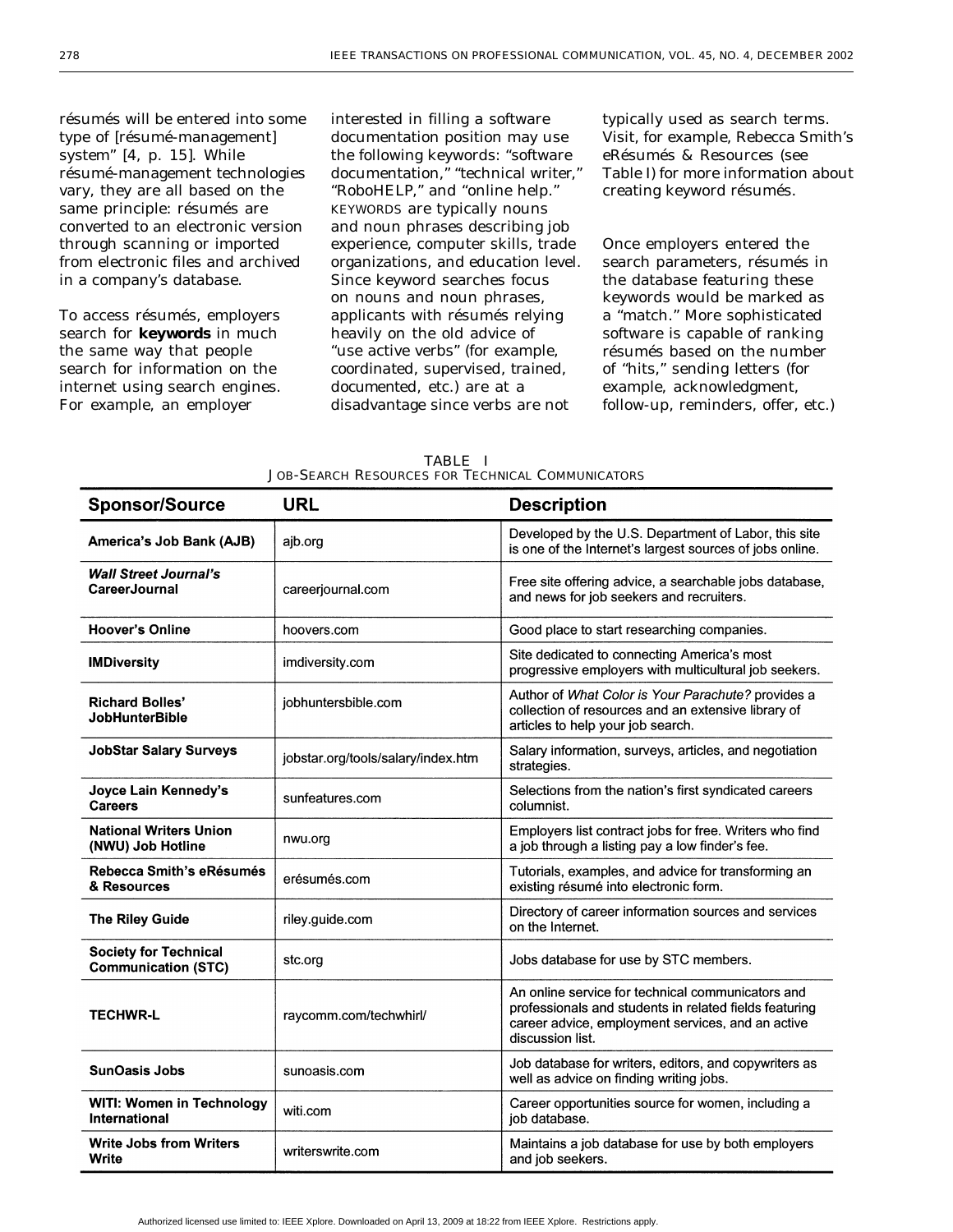résumés will be entered into some type of [résumé-management] system" [4, p. 15]. While résumé-management technologies vary, they are all based on the same principle: résumés are converted to an electronic version through scanning or imported from electronic files and archived in a company's database.

To access résumés, employers search for **keywords** in much the same way that people search for information on the internet using search engines. For example, an employer interested in filling a software documentation position may use the following keywords: "software documentation," "technical writer," "RoboHELP," and "online help." KEYWORDS are typically nouns and noun phrases describing job experience, computer skills, trade organizations, and education level. Since keyword searches focus on nouns and noun phrases, applicants with résumés relying heavily on the old advice of "use active verbs" (for example, coordinated, supervised, trained, documented, etc.) are at a disadvantage since verbs are not typically used as search terms. Visit, for example, Rebecca Smith's eRésumés & Resources (see Table I) for more information about creating keyword résumés.

Once employers entered the search parameters, résumés in the database featuring these keywords would be marked as a "match." More sophisticated software is capable of ranking résumés based on the number of "hits," sending letters (for example, acknowledgment, follow-up, reminders, offer, etc.)

TABLE I
JOB-SEARCH RESOURCES FOR TECHNICAL COMMUNICATORS

| Sponsor/Source | URL | Description |
|---|---|---|
| America's Job Bank (AJB) | ajb.org | Developed by the U.S. Department of Labor, this site is one of the Internet's largest sources of jobs online. |
| *Wall Street Journal's* CareerJournal | careerjournal.com | Free site offering advice, a searchable jobs database, and news for job seekers and recruiters. |
| Hoover's Online | hoovers.com | Good place to start researching companies. |
| IMDiversity | imdiversity.com | Site dedicated to connecting America's most progressive employers with multicultural job seekers. |
| Richard Bolles' JobHunterBible | jobhuntersbible.com | Author of *What Color is Your Parachute?* provides a collection of resources and an extensive library of articles to help your job search. |
| JobStar Salary Surveys | jobstar.org/tools/salary/index.htm | Salary information, surveys, articles, and negotiation strategies. |
| Joyce Lain Kennedy's Careers | sunfeatures.com | Selections from the nation's first syndicated careers columnist. |
| National Writers Union (NWU) Job Hotline | nwu.org | Employers list contract jobs for free. Writers who find a job through a listing pay a low finder's fee. |
| Rebecca Smith's eRésumés & Resources | erésumés.com | Tutorials, examples, and advice for transforming an existing résumé into electronic form. |
| The Riley Guide | riley.guide.com | Directory of career information sources and services on the Internet. |
| Society for Technical Communication (STC) | stc.org | Jobs database for use by STC members. |
| TECHWR-L | raycomm.com/techwhirl/ | An online service for technical communicators and professionals and students in related fields featuring career advice, employment services, and an active discussion list. |
| SunOasis Jobs | sunoasis.com | Job database for writers, editors, and copywriters as well as advice on finding writing jobs. |
| WITI: Women in Technology International | witi.com | Career opportunities source for women, including a job database. |
| Write Jobs from Writers Write | writerswrite.com | Maintains a job database for use by both employers and job seekers. |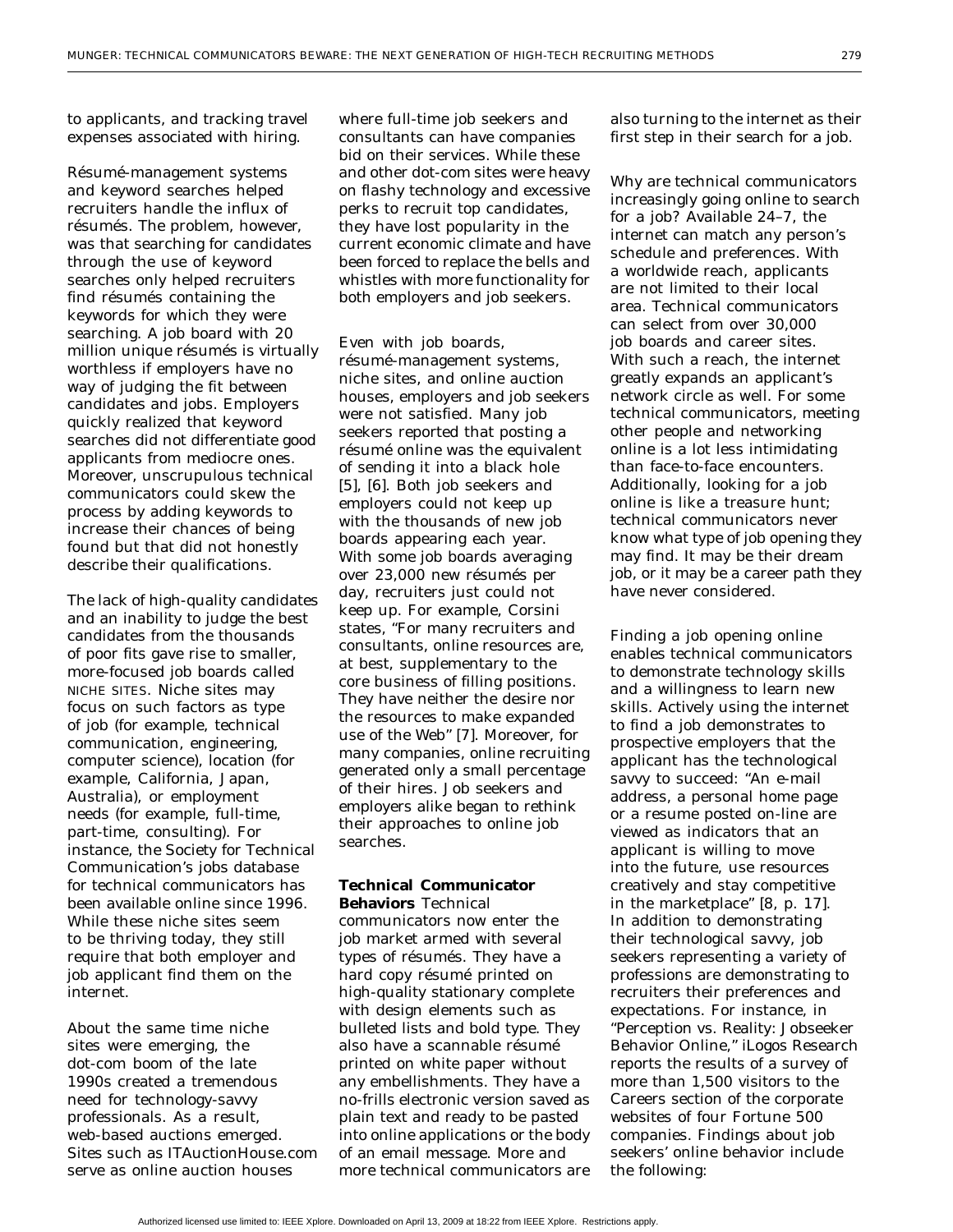to applicants, and tracking travel expenses associated with hiring.

Résumé-management systems and keyword searches helped recruiters handle the influx of résumés. The problem, however, was that searching for candidates through the use of keyword searches only helped recruiters find résumés containing the keywords for which they were searching. A job board with 20 million unique résumés is virtually worthless if employers have no way of judging the fit between candidates and jobs. Employers quickly realized that keyword searches did not differentiate good applicants from mediocre ones. Moreover, unscrupulous technical communicators could skew the process by adding keywords to increase their chances of being found but that did not honestly describe their qualifications.

The lack of high-quality candidates and an inability to judge the best candidates from the thousands of poor fits gave rise to smaller, more-focused job boards called NICHE SITES. Niche sites may focus on such factors as type of job (for example, technical communication, engineering, computer science), location (for example, California, Japan, Australia), or employment needs (for example, full-time, part-time, consulting). For instance, the Society for Technical Communication's jobs database for technical communicators has been available online since 1996. While these niche sites seem to be thriving today, they still require that both employer and job applicant find them on the internet.

About the same time niche sites were emerging, the dot-com boom of the late 1990s created a tremendous need for technology-savvy professionals. As a result, web-based auctions emerged. Sites such as ITAuctionHouse.com serve as online auction houses where full-time job seekers and consultants can have companies bid on their services. While these and other dot-com sites were heavy on flashy technology and excessive perks to recruit top candidates, they have lost popularity in the current economic climate and have been forced to replace the bells and whistles with more functionality for both employers and job seekers.

Even with job boards, résumé-management systems, niche sites, and online auction houses, employers and job seekers were not satisfied. Many job seekers reported that posting a résumé online was the equivalent of sending it into a black hole [5], [6]. Both job seekers and employers could not keep up with the thousands of new job boards appearing each year. With some job boards averaging over 23,000 new résumés per day, recruiters just could not keep up. For example, Corsini states, "For many recruiters and consultants, online resources are, at best, supplementary to the core business of filling positions. They have neither the desire nor the resources to make expanded use of the Web" [7]. Moreover, for many companies, online recruiting generated only a small percentage of their hires. Job seekers and employers alike began to rethink their approaches to online job searches.

**Technical Communicator Behaviors** Technical communicators now enter the job market armed with several types of résumés. They have a hard copy résumé printed on high-quality stationary complete with design elements such as bulleted lists and bold type. They also have a scannable résumé printed on white paper without any embellishments. They have a no-frills electronic version saved as plain text and ready to be pasted into online applications or the body of an email message. More and more technical communicators are also turning to the internet as their first step in their search for a job.

Why are technical communicators increasingly going online to search for a job? Available 24–7, the internet can match any person's schedule and preferences. With a worldwide reach, applicants are not limited to their local area. Technical communicators can select from over 30,000 job boards and career sites. With such a reach, the internet greatly expands an applicant's network circle as well. For some technical communicators, meeting other people and networking online is a lot less intimidating than face-to-face encounters. Additionally, looking for a job online is like a treasure hunt; technical communicators never know what type of job opening they may find. It may be their dream job, or it may be a career path they have never considered.

Finding a job opening online enables technical communicators to demonstrate technology skills and a willingness to learn new skills. Actively using the internet to find a job demonstrates to prospective employers that the applicant has the technological savvy to succeed: "An e-mail address, a personal home page or a resume posted on-line are viewed as indicators that an applicant is willing to move into the future, use resources creatively and stay competitive in the marketplace" [8, p. 17]. In addition to demonstrating their technological savvy, job seekers representing a variety of professions are demonstrating to recruiters their preferences and expectations. For instance, in "Perception vs. Reality: Jobseeker Behavior Online," iLogos Research reports the results of a survey of more than 1,500 visitors to the Careers section of the corporate websites of four Fortune 500 companies. Findings about job seekers' online behavior include the following: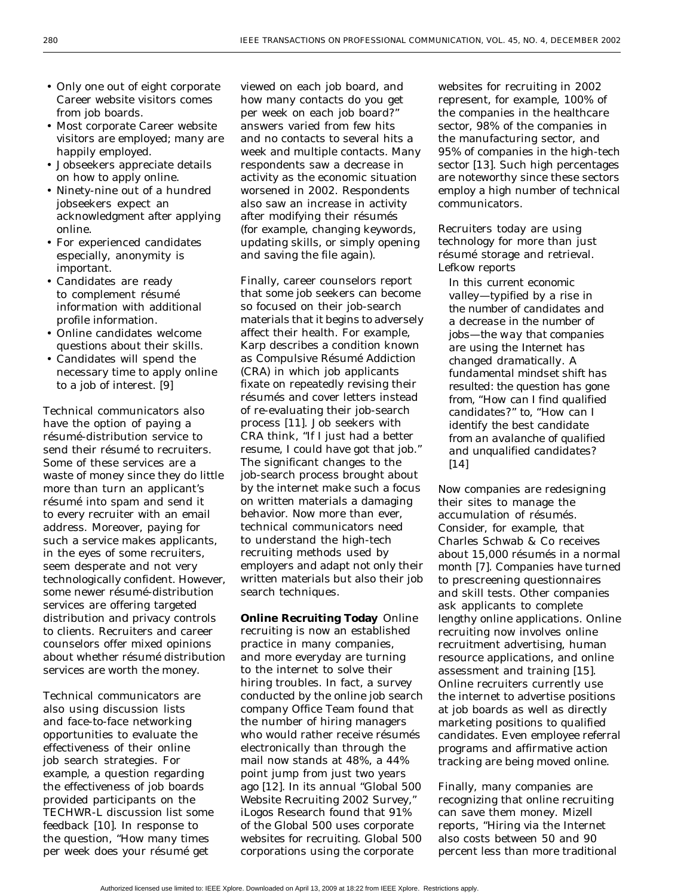- Only one out of eight corporate Career website visitors comes from job boards.
- Most corporate Career website visitors are employed; many are happily employed.
- Jobseekers appreciate details on how to apply online.
- Ninety-nine out of a hundred jobseekers expect an acknowledgment after applying online.
- For experienced candidates especially, anonymity is important.
- Candidates are ready to complement résumé information with additional profile information.
- Online candidates welcome questions about their skills.
- Candidates will spend the necessary time to apply online to a job of interest. [9]

Technical communicators also have the option of paying a résumé-distribution service to send their résumé to recruiters. Some of these services are a waste of money since they do little more than turn an applicant's résumé into spam and send it to every recruiter with an email address. Moreover, paying for such a service makes applicants, in the eyes of some recruiters, seem desperate and not very technologically confident. However, some newer résumé-distribution services are offering targeted distribution and privacy controls to clients. Recruiters and career counselors offer mixed opinions about whether résumé distribution services are worth the money.

Technical communicators are also using discussion lists and face-to-face networking opportunities to evaluate the effectiveness of their online job search strategies. For example, a question regarding the effectiveness of job boards provided participants on the TECHWR-L discussion list some feedback [10]. In response to the question, "How many times per week does your résumé get viewed on each job board, and how many contacts do you get per week on each job board?" answers varied from few hits and no contacts to several hits a week and multiple contacts. Many respondents saw a decrease in activity as the economic situation worsened in 2002. Respondents also saw an increase in activity after modifying their résumés (for example, changing keywords, updating skills, or simply opening and saving the file again).

Finally, career counselors report that some job seekers can become so focused on their job-search materials that it begins to adversely affect their health. For example, Karp describes a condition known as Compulsive Résumé Addiction (CRA) in which job applicants fixate on repeatedly revising their résumés and cover letters instead of re-evaluating their job-search process [11]. Job seekers with CRA think, "If I just had a better resume, I could have got that job." The significant changes to the job-search process brought about by the internet make such a focus on written materials a damaging behavior. Now more than ever, technical communicators need to understand the high-tech recruiting methods used by employers and adapt not only their written materials but also their job search techniques.

**Online Recruiting Today** Online recruiting is now an established practice in many companies, and more everyday are turning to the internet to solve their hiring troubles. In fact, a survey conducted by the online job search company Office Team found that the number of hiring managers who would rather receive résumés electronically than through the mail now stands at 48%, a 44% point jump from just two years ago [12]. In its annual "Global 500 Website Recruiting 2002 Survey," iLogos Research found that 91% of the Global 500 uses corporate websites for recruiting. Global 500 corporations using the corporate websites for recruiting in 2002 represent, for example, 100% of the companies in the healthcare sector, 98% of the companies in the manufacturing sector, and 95% of companies in the high-tech sector [13]. Such high percentages are noteworthy since these sectors employ a high number of technical communicators.

Recruiters today are using technology for more than just résumé storage and retrieval. Lefkow reports

> In this current economic valley—typified by a rise in the number of candidates and a decrease in the number of jobs—the way that companies are using the Internet has changed dramatically. A fundamental mindset shift has resulted: the question has gone from, "How can I find qualified candidates?" to, "How can I identify the best candidate from an avalanche of qualified and unqualified candidates? [14]

Now companies are redesigning their sites to manage the accumulation of résumés. Consider, for example, that Charles Schwab & Co receives about 15,000 résumés in a normal month [7]. Companies have turned to prescreening questionnaires and skill tests. Other companies ask applicants to complete lengthy online applications. Online recruiting now involves online recruitment advertising, human resource applications, and online assessment and training [15]. Online recruiters currently use the internet to advertise positions at job boards as well as directly marketing positions to qualified candidates. Even employee referral programs and affirmative action tracking are being moved online.

Finally, many companies are recognizing that online recruiting can save them money. Mizell reports, "Hiring via the Internet also costs between 50 and 90 percent less than more traditional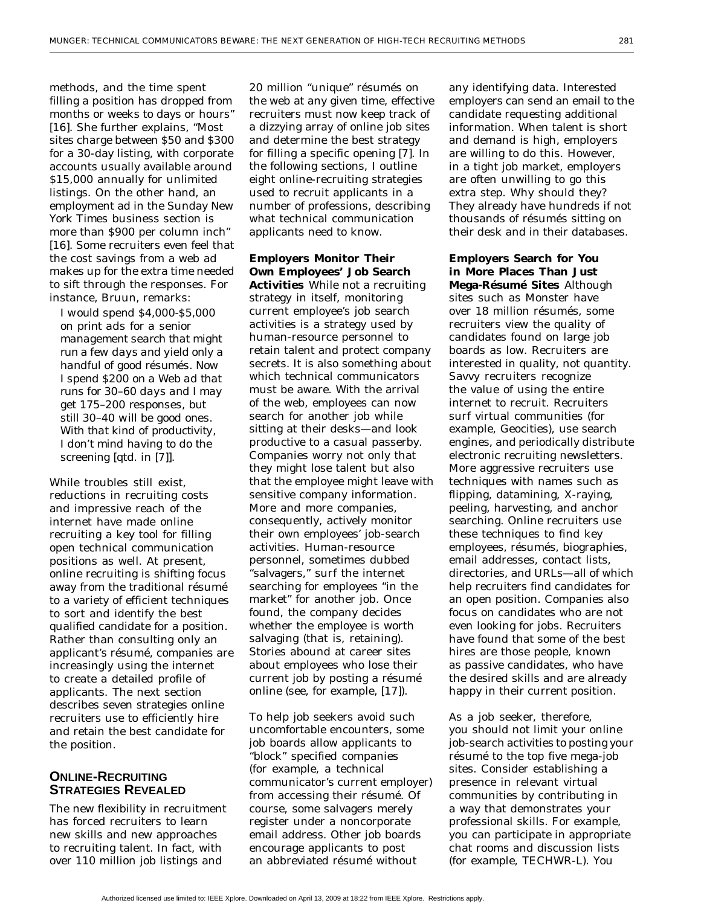methods, and the time spent filling a position has dropped from months or weeks to days or hours" [16]. She further explains, "Most sites charge between $50 and $300 for a 30-day listing, with corporate accounts usually available around $15,000 annually for unlimited listings. On the other hand, an employment ad in the Sunday New York Times business section is more than $900 per column inch" [16]. Some recruiters even feel that the cost savings from a web ad makes up for the extra time needed to sift through the responses. For instance, Bruun, remarks:

> *I would spend $4,000-$5,000 on print ads for a senior management search that might run a few days and yield only a handful of good résumés. Now I spend $200 on a Web ad that runs for 30–60 days and I may get 175–200 responses, but still 30–40 will be good ones. With that kind of productivity, I don't mind having to do the screening [qtd. in [7]].*

While troubles still exist, reductions in recruiting costs and impressive reach of the internet have made online recruiting a key tool for filling open technical communication positions as well. At present, online recruiting is shifting focus away from the traditional résumé to a variety of efficient techniques to sort and identify the best qualified candidate for a position. Rather than consulting only an applicant's résumé, companies are increasingly using the internet to create a detailed profile of applicants. The next section describes seven strategies online recruiters use to efficiently hire and retain the best candidate for the position.

## ONLINE-RECRUITING STRATEGIES REVEALED

The new flexibility in recruitment has forced recruiters to learn new skills and new approaches to recruiting talent. In fact, with over 110 million job listings and 20 million "unique" résumés on the web at any given time, effective recruiters must now keep track of a dizzying array of online job sites and determine the best strategy for filling a specific opening [7]. In the following sections, I outline eight online-recruiting strategies used to recruit applicants in a number of professions, describing what technical communication applicants need to know.

**Employers Monitor Their Own Employees' Job Search Activities** While not a recruiting strategy in itself, monitoring current employee's job search activities is a strategy used by human-resource personnel to retain talent and protect company secrets. It is also something about which technical communicators must be aware. With the arrival of the web, employees can now search for another job while sitting at their desks—and look productive to a casual passerby. Companies worry not only that they might lose talent but also that the employee might leave with sensitive company information. More and more companies, consequently, actively monitor their own employees' job-search activities. Human-resource personnel, sometimes dubbed "salvagers," surf the internet searching for employees "in the market" for another job. Once found, the company decides whether the employee is worth salvaging (that is, retaining). Stories abound at career sites about employees who lose their current job by posting a résumé online (see, for example, [17]).

To help job seekers avoid such uncomfortable encounters, some job boards allow applicants to "block" specified companies (for example, a technical communicator's current employer) from accessing their résumé. Of course, some salvagers merely register under a noncorporate email address. Other job boards encourage applicants to post an abbreviated résumé without any identifying data. Interested employers can send an email to the candidate requesting additional information. When talent is short and demand is high, employers are willing to do this. However, in a tight job market, employers are often unwilling to go this extra step. Why should they? They already have hundreds if not thousands of résumés sitting on their desk and in their databases.

**Employers Search for You in More Places Than Just Mega-Résumé Sites** Although sites such as Monster have over 18 million résumés, some recruiters view the quality of candidates found on large job boards as low. Recruiters are interested in quality, not quantity. Savvy recruiters recognize the value of using the entire internet to recruit. Recruiters surf virtual communities (for example, Geocities), use search engines, and periodically distribute electronic recruiting newsletters. More aggressive recruiters use techniques with names such as flipping, datamining, X-raying, peeling, harvesting, and anchor searching. Online recruiters use these techniques to find key employees, résumés, biographies, email addresses, contact lists, directories, and URLs—all of which help recruiters find candidates for an open position. Companies also focus on candidates who are not even looking for jobs. Recruiters have found that some of the best hires are those people, known as passive candidates, who have the desired skills and are already happy in their current position.

As a job seeker, therefore, you should not limit your online job-search activities to posting your résumé to the top five mega-job sites. Consider establishing a presence in relevant virtual communities by contributing in a way that demonstrates your professional skills. For example, you can participate in appropriate chat rooms and discussion lists (for example, TECHWR-L). You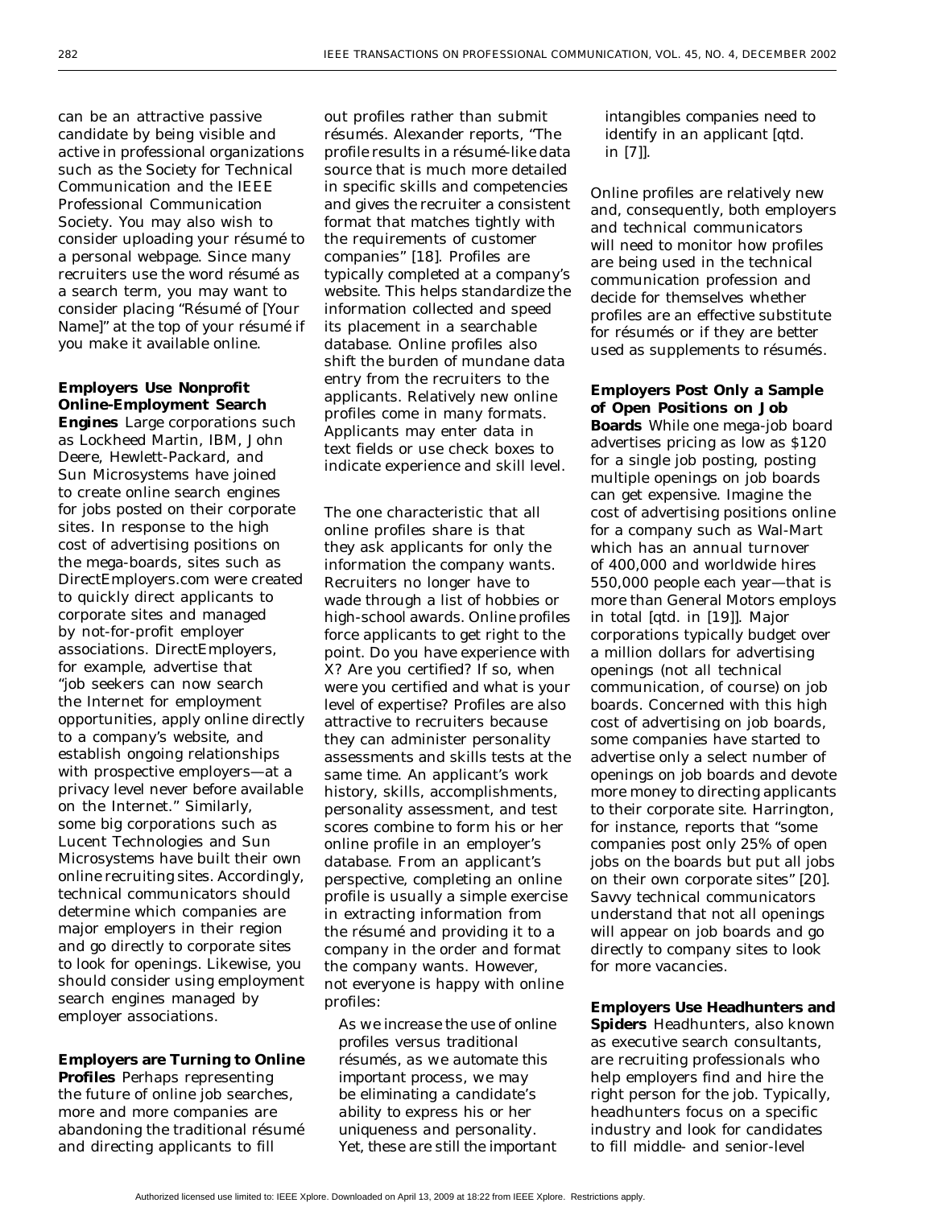can be an attractive passive candidate by being visible and active in professional organizations such as the Society for Technical Communication and the IEEE Professional Communication Society. You may also wish to consider uploading your résumé to a personal webpage. Since many recruiters use the word résumé as a search term, you may want to consider placing "Résumé of [Your Name]" at the top of your résumé if you make it available online.

**Employers Use Nonprofit Online-Employment Search Engines** Large corporations such as Lockheed Martin, IBM, John Deere, Hewlett-Packard, and Sun Microsystems have joined to create online search engines for jobs posted on their corporate sites. In response to the high cost of advertising positions on the mega-boards, sites such as DirectEmployers.com were created to quickly direct applicants to corporate sites and managed by not-for-profit employer associations. DirectEmployers, for example, advertise that "job seekers can now search the Internet for employment opportunities, apply online directly to a company's website, and establish ongoing relationships with prospective employers—at a privacy level never before available on the Internet." Similarly, some big corporations such as Lucent Technologies and Sun Microsystems have built their own online recruiting sites. Accordingly, technical communicators should determine which companies are major employers in their region and go directly to corporate sites to look for openings. Likewise, you should consider using employment search engines managed by employer associations.

**Employers are Turning to Online Profiles** Perhaps representing the future of online job searches, more and more companies are abandoning the traditional résumé and directing applicants to fill out profiles rather than submit résumés. Alexander reports, "The profile results in a résumé-like data source that is much more detailed in specific skills and competencies and gives the recruiter a consistent format that matches tightly with the requirements of customer companies" [18]. Profiles are typically completed at a company's website. This helps standardize the information collected and speed its placement in a searchable database. Online profiles also shift the burden of mundane data entry from the recruiters to the applicants. Relatively new online profiles come in many formats. Applicants may enter data in text fields or use check boxes to indicate experience and skill level.

The one characteristic that all online profiles share is that they ask applicants for only the information the company wants. Recruiters no longer have to wade through a list of hobbies or high-school awards. Online profiles force applicants to get right to the point. Do you have experience with X? Are you certified? If so, when were you certified and what is your level of expertise? Profiles are also attractive to recruiters because they can administer personality assessments and skills tests at the same time. An applicant's work history, skills, accomplishments, personality assessment, and test scores combine to form his or her online profile in an employer's database. From an applicant's perspective, completing an online profile is usually a simple exercise in extracting information from the résumé and providing it to a company in the order and format the company wants. However, not everyone is happy with online profiles:

> *As we increase the use of online profiles versus traditional résumés, as we automate this important process, we may be eliminating a candidate's ability to express his or her uniqueness and personality. Yet, these are still the important intangibles companies need to identify in an applicant [qtd. in [7]].*

Online profiles are relatively new and, consequently, both employers and technical communicators will need to monitor how profiles are being used in the technical communication profession and decide for themselves whether profiles are an effective substitute for résumés or if they are better used as supplements to résumés.

**Employers Post Only a Sample of Open Positions on Job Boards** While one mega-job board advertises pricing as low as $120 for a single job posting, posting multiple openings on job boards can get expensive. Imagine the cost of advertising positions online for a company such as Wal-Mart which has an annual turnover of 400,000 and worldwide hires 550,000 people each year—that is more than General Motors employs in total [qtd. in [19]]. Major corporations typically budget over a million dollars for advertising openings (not all technical communication, of course) on job boards. Concerned with this high cost of advertising on job boards, some companies have started to advertise only a select number of openings on job boards and devote more money to directing applicants to their corporate site. Harrington, for instance, reports that "some companies post only 25% of open jobs on the boards but put all jobs on their own corporate sites" [20]. Savvy technical communicators understand that not all openings will appear on job boards and go directly to company sites to look for more vacancies.

**Employers Use Headhunters and Spiders** Headhunters, also known as executive search consultants, are recruiting professionals who help employers find and hire the right person for the job. Typically, headhunters focus on a specific industry and look for candidates to fill middle- and senior-level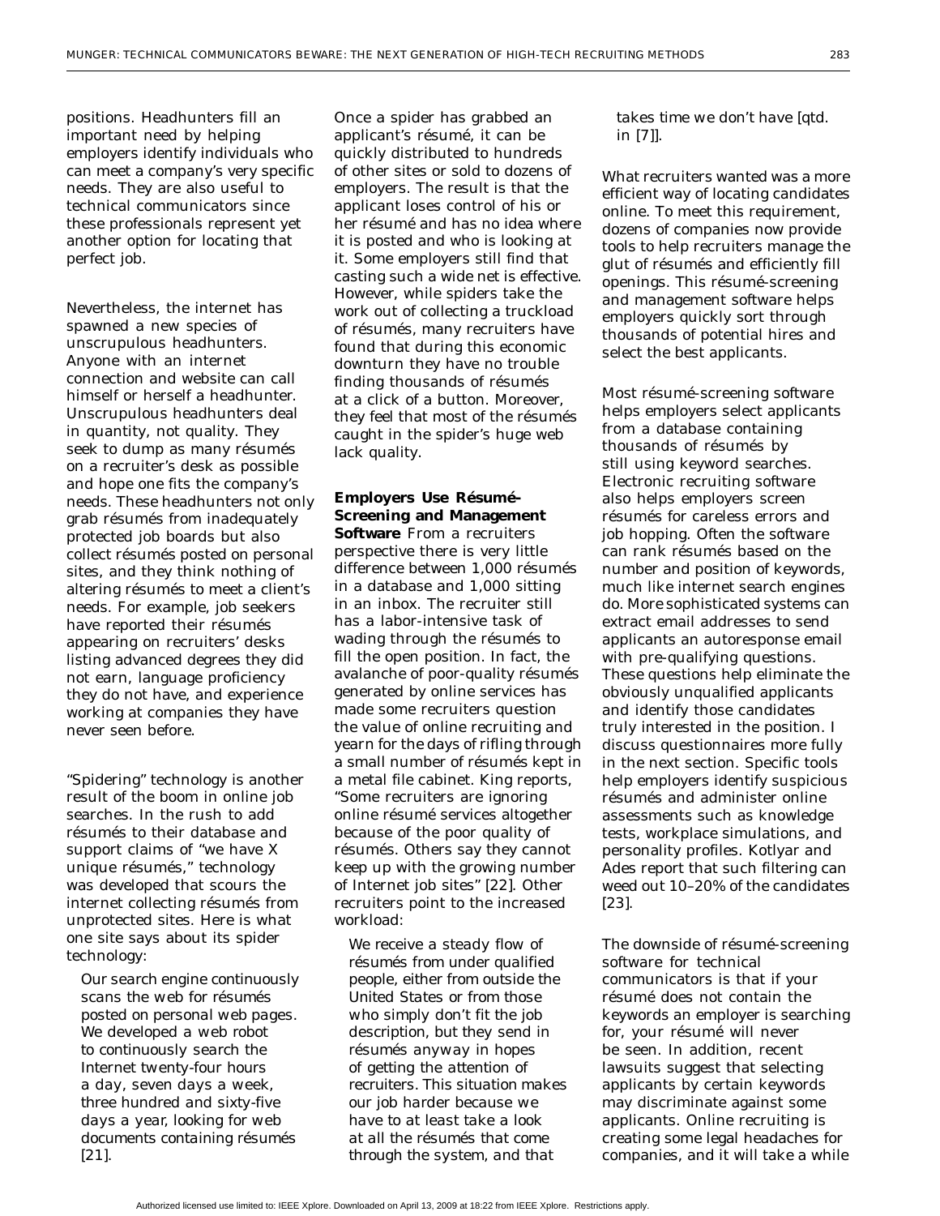positions. Headhunters fill an important need by helping employers identify individuals who can meet a company's very specific needs. They are also useful to technical communicators since these professionals represent yet another option for locating that perfect job.

Nevertheless, the internet has spawned a new species of unscrupulous headhunters. Anyone with an internet connection and website can call himself or herself a headhunter. Unscrupulous headhunters deal in quantity, not quality. They seek to dump as many résumés on a recruiter's desk as possible and hope one fits the company's needs. These headhunters not only grab résumés from inadequately protected job boards but also collect résumés posted on personal sites, and they think nothing of altering résumés to meet a client's needs. For example, job seekers have reported their résumés appearing on recruiters' desks listing advanced degrees they did not earn, language proficiency they do not have, and experience working at companies they have never seen before.

"Spidering" technology is another result of the boom in online job searches. In the rush to add résumés to their database and support claims of "we have X unique résumés," technology was developed that scours the internet collecting résumés from unprotected sites. Here is what one site says about its spider technology:

> Our search engine continuously scans the web for résumés posted on personal web pages. We developed a web robot to continuously search the Internet twenty-four hours a day, seven days a week, three hundred and sixty-five days a year, looking for web documents containing résumés [21].

Once a spider has grabbed an applicant's résumé, it can be quickly distributed to hundreds of other sites or sold to dozens of employers. The result is that the applicant loses control of his or her résumé and has no idea where it is posted and who is looking at it. Some employers still find that casting such a wide net is effective. However, while spiders take the work out of collecting a truckload of résumés, many recruiters have found that during this economic downturn they have no trouble finding thousands of résumés at a click of a button. Moreover, they feel that most of the résumés caught in the spider's huge web lack quality.

**Employers Use Résumé-Screening and Management Software** From a recruiters perspective there is very little difference between 1,000 résumés in a database and 1,000 sitting in an inbox. The recruiter still has a labor-intensive task of wading through the résumés to fill the open position. In fact, the avalanche of poor-quality résumés generated by online services has made some recruiters question the value of online recruiting and yearn for the days of rifling through a small number of résumés kept in a metal file cabinet. King reports, "Some recruiters are ignoring online résumé services altogether because of the poor quality of résumés. Others say they cannot keep up with the growing number of Internet job sites" [22]. Other recruiters point to the increased workload:

> We receive a steady flow of résumés from under qualified people, either from outside the United States or from those who simply don't fit the job description, but they send in résumés anyway in hopes of getting the attention of recruiters. This situation makes our job harder because we have to at least take a look at all the résumés that come through the system, and that takes time we don't have [qtd. in [7]].

What recruiters wanted was a more efficient way of locating candidates online. To meet this requirement, dozens of companies now provide tools to help recruiters manage the glut of résumés and efficiently fill openings. This résumé-screening and management software helps employers quickly sort through thousands of potential hires and select the best applicants.

Most résumé-screening software helps employers select applicants from a database containing thousands of résumés by still using keyword searches. Electronic recruiting software also helps employers screen résumés for careless errors and job hopping. Often the software can rank résumés based on the number and position of keywords, much like internet search engines do. More sophisticated systems can extract email addresses to send applicants an autoresponse email with pre-qualifying questions. These questions help eliminate the obviously unqualified applicants and identify those candidates truly interested in the position. I discuss questionnaires more fully in the next section. Specific tools help employers identify suspicious résumés and administer online assessments such as knowledge tests, workplace simulations, and personality profiles. Kotlyar and Ades report that such filtering can weed out 10–20% of the candidates [23].

The downside of résumé-screening software for technical communicators is that if your résumé does not contain the keywords an employer is searching for, your résumé will never be seen. In addition, recent lawsuits suggest that selecting applicants by certain keywords may discriminate against some applicants. Online recruiting is creating some legal headaches for companies, and it will take a while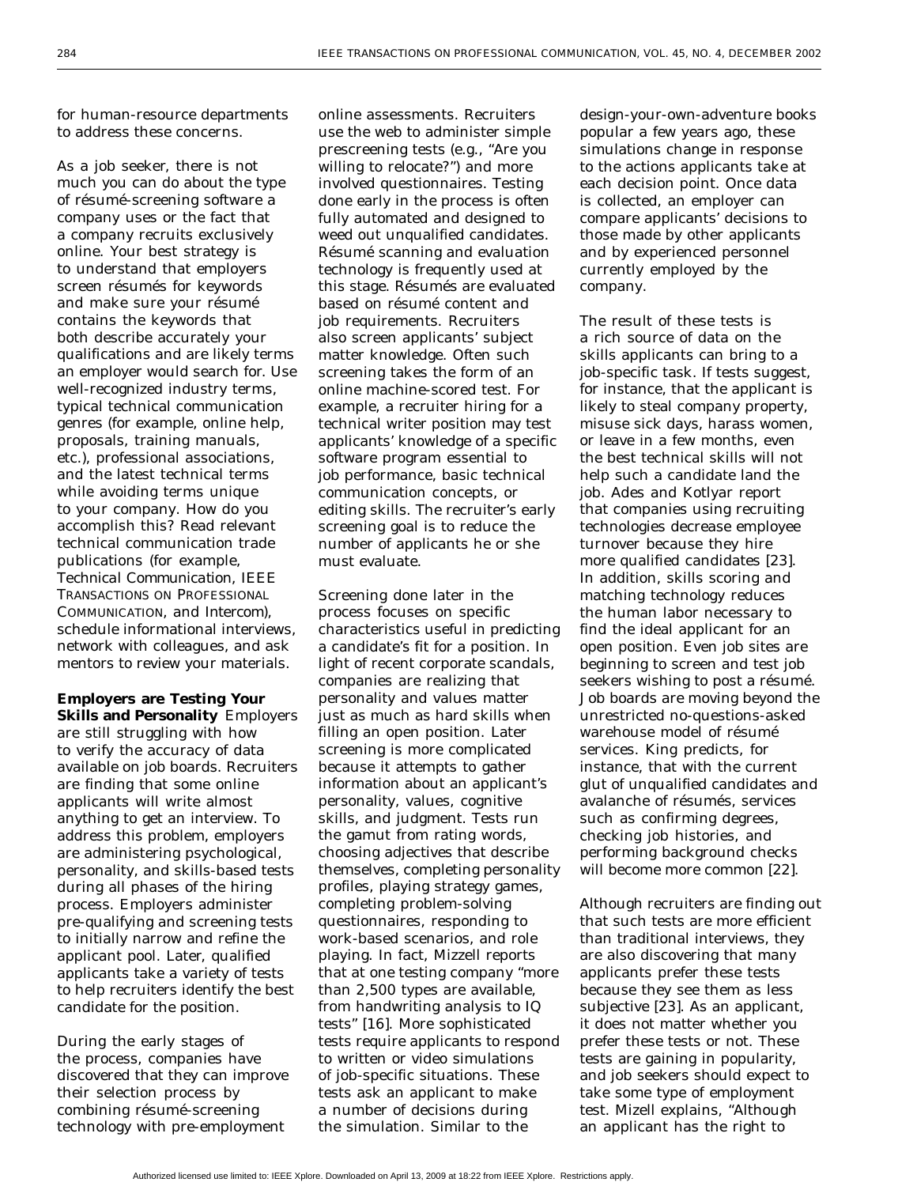for human-resource departments to address these concerns.

As a job seeker, there is not much you can do about the type of résumé-screening software a company uses or the fact that a company recruits exclusively online. Your best strategy is to understand that employers screen résumés for keywords and make sure your résumé contains the keywords that both describe accurately your qualifications and are likely terms an employer would search for. Use well-recognized industry terms, typical technical communication genres (for example, online help, proposals, training manuals, etc.), professional associations, and the latest technical terms while avoiding terms unique to your company. How do you accomplish this? Read relevant technical communication trade publications (for example, *Technical Communication*, IEEE TRANSACTIONS ON PROFESSIONAL COMMUNICATION, and *Intercom*), schedule informational interviews, network with colleagues, and ask mentors to review your materials.

**Employers are Testing Your Skills and Personality** Employers are still struggling with how to verify the accuracy of data available on job boards. Recruiters are finding that some online applicants will write almost anything to get an interview. To address this problem, employers are administering psychological, personality, and skills-based tests during all phases of the hiring process. Employers administer pre-qualifying and screening tests to initially narrow and refine the applicant pool. Later, qualified applicants take a variety of tests to help recruiters identify the best candidate for the position.

During the early stages of the process, companies have discovered that they can improve their selection process by combining résumé-screening technology with pre-employment online assessments. Recruiters use the web to administer simple prescreening tests (e.g., "Are you willing to relocate?") and more involved questionnaires. Testing done early in the process is often fully automated and designed to weed out unqualified candidates. Résumé scanning and evaluation technology is frequently used at this stage. Résumés are evaluated based on résumé content and job requirements. Recruiters also screen applicants' subject matter knowledge. Often such screening takes the form of an online machine-scored test. For example, a recruiter hiring for a technical writer position may test applicants' knowledge of a specific software program essential to job performance, basic technical communication concepts, or editing skills. The recruiter's early screening goal is to reduce the number of applicants he or she must evaluate.

Screening done later in the process focuses on specific characteristics useful in predicting a candidate's fit for a position. In light of recent corporate scandals, companies are realizing that personality and values matter just as much as hard skills when filling an open position. Later screening is more complicated because it attempts to gather information about an applicant's personality, values, cognitive skills, and judgment. Tests run the gamut from rating words, choosing adjectives that describe themselves, completing personality profiles, playing strategy games, completing problem-solving questionnaires, responding to work-based scenarios, and role playing. In fact, Mizzell reports that at one testing company "more than 2,500 types are available, from handwriting analysis to IQ tests" [16]. More sophisticated tests require applicants to respond to written or video simulations of job-specific situations. These tests ask an applicant to make a number of decisions during the simulation. Similar to the design-your-own-adventure books popular a few years ago, these simulations change in response to the actions applicants take at each decision point. Once data is collected, an employer can compare applicants' decisions to those made by other applicants and by experienced personnel currently employed by the company.

The result of these tests is a rich source of data on the skills applicants can bring to a job-specific task. If tests suggest, for instance, that the applicant is likely to steal company property, misuse sick days, harass women, or leave in a few months, even the best technical skills will not help such a candidate land the job. Ades and Kotlyar report that companies using recruiting technologies decrease employee turnover because they hire more qualified candidates [23]. In addition, skills scoring and matching technology reduces the human labor necessary to find the ideal applicant for an open position. Even job sites are beginning to screen and test job seekers wishing to post a résumé. Job boards are moving beyond the unrestricted no-questions-asked warehouse model of résumé services. King predicts, for instance, that with the current glut of unqualified candidates and avalanche of résumés, services such as confirming degrees, checking job histories, and performing background checks will become more common [22].

Although recruiters are finding out that such tests are more efficient than traditional interviews, they are also discovering that many applicants prefer these tests because they see them as less subjective [23]. As an applicant, it does not matter whether you prefer these tests or not. These tests are gaining in popularity, and job seekers should expect to take some type of employment test. Mizell explains, "Although an applicant has the right to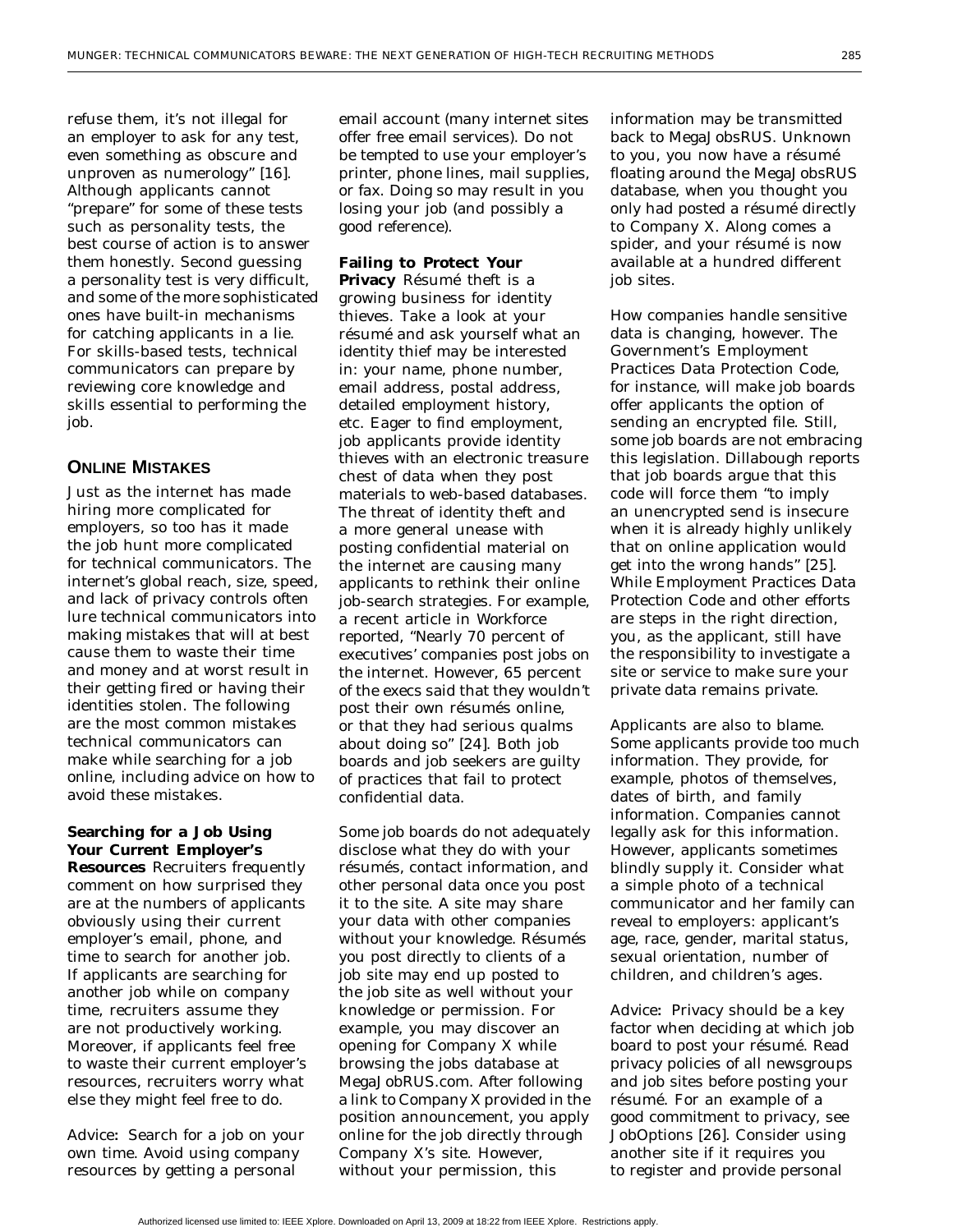refuse them, it's not illegal for an employer to ask for any test, even something as obscure and unproven as numerology" [16]. Although applicants cannot "prepare" for some of these tests such as personality tests, the best course of action is to answer them honestly. Second guessing a personality test is very difficult, and some of the more sophisticated ones have built-in mechanisms for catching applicants in a lie. For skills-based tests, technical communicators can prepare by reviewing core knowledge and skills essential to performing the job.

## ONLINE MISTAKES

Just as the internet has made hiring more complicated for employers, so too has it made the job hunt more complicated for technical communicators. The internet's global reach, size, speed, and lack of privacy controls often lure technical communicators into making mistakes that will at best cause them to waste their time and money and at worst result in their getting fired or having their identities stolen. The following are the most common mistakes technical communicators can make while searching for a job online, including advice on how to avoid these mistakes.

**Searching for a Job Using Your Current Employer's Resources** Recruiters frequently comment on how surprised they are at the numbers of applicants obviously using their current employer's email, phone, and time to search for another job. If applicants are searching for another job while on company time, recruiters assume they are not productively working. Moreover, if applicants feel free to waste their current employer's resources, recruiters worry what else they might feel free to do.

*Advice:* Search for a job on your own time. Avoid using company resources by getting a personal email account (many internet sites offer free email services). Do not be tempted to use your employer's printer, phone lines, mail supplies, or fax. Doing so may result in you losing your job (and possibly a good reference).

**Failing to Protect Your Privacy** Résumé theft is a growing business for identity thieves. Take a look at your résumé and ask yourself what an identity thief may be interested in: your name, phone number, email address, postal address, detailed employment history, etc. Eager to find employment, job applicants provide identity thieves with an electronic treasure chest of data when they post materials to web-based databases. The threat of identity theft and a more general unease with posting confidential material on the internet are causing many applicants to rethink their online job-search strategies. For example, a recent article in *Workforce* reported, "Nearly 70 percent of executives' companies post jobs on the internet. However, 65 percent of the execs said that they wouldn't post their own résumés online, or that they had serious qualms about doing so" [24]. Both job boards and job seekers are guilty of practices that fail to protect confidential data.

Some job boards do not adequately disclose what they do with your résumés, contact information, and other personal data once you post it to the site. A site may share your data with other companies without your knowledge. Résumés you post directly to clients of a job site may end up posted to the job site as well without your knowledge or permission. For example, you may discover an opening for Company X while browsing the jobs database at MegaJobRUS.com. After following a link to Company X provided in the position announcement, you apply online for the job directly through Company X's site. However, without your permission, this information may be transmitted back to MegaJobsRUS. Unknown to you, you now have a résumé floating around the MegaJobsRUS database, when you thought you only had posted a résumé directly to Company X. Along comes a spider, and your résumé is now available at a hundred different job sites.

How companies handle sensitive data is changing, however. The Government's Employment Practices Data Protection Code, for instance, will make job boards offer applicants the option of sending an encrypted file. Still, some job boards are not embracing this legislation. Dillabough reports that job boards argue that this code will force them "to imply an unencrypted send is insecure when it is already highly unlikely that on online application would get into the wrong hands" [25]. While Employment Practices Data Protection Code and other efforts are steps in the right direction, you, as the applicant, still have the responsibility to investigate a site or service to make sure your private data remains private.

Applicants are also to blame. Some applicants provide too much information. They provide, for example, photos of themselves, dates of birth, and family information. Companies cannot legally ask for this information. However, applicants sometimes blindly supply it. Consider what a simple photo of a technical communicator and her family can reveal to employers: applicant's age, race, gender, marital status, sexual orientation, number of children, and children's ages.

*Advice:* Privacy should be a key factor when deciding at which job board to post your résumé. Read privacy policies of all newsgroups and job sites before posting your résumé. For an example of a good commitment to privacy, see JobOptions [26]. Consider using another site if it requires you to register and provide personal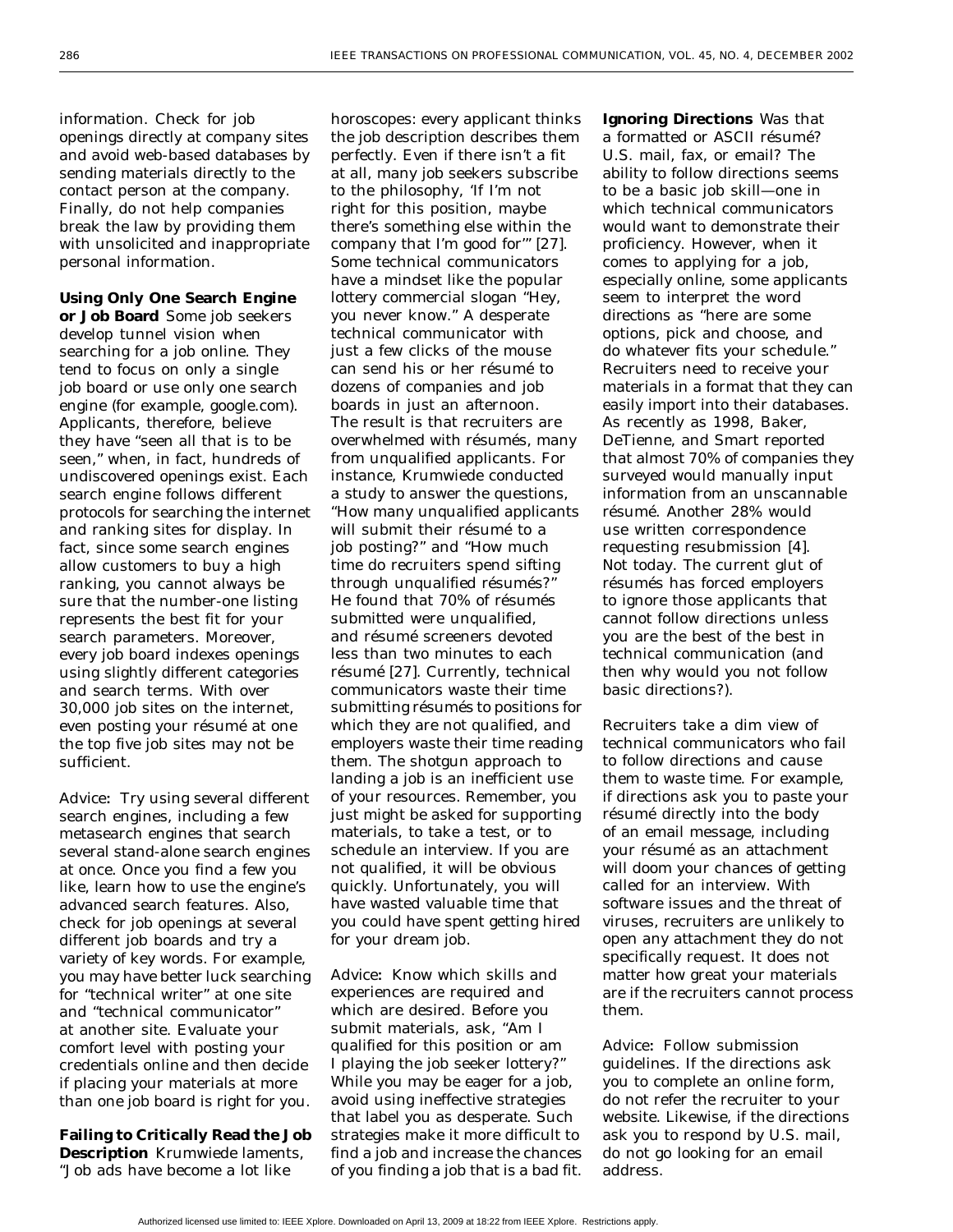information. Check for job openings directly at company sites and avoid web-based databases by sending materials directly to the contact person at the company. Finally, do not help companies break the law by providing them with unsolicited and inappropriate personal information.

**Using Only One Search Engine or Job Board** Some job seekers develop tunnel vision when searching for a job online. They tend to focus on only a single job board or use only one search engine (for example, google.com). Applicants, therefore, believe they have "seen all that is to be seen," when, in fact, hundreds of undiscovered openings exist. Each search engine follows different protocols for searching the internet and ranking sites for display. In fact, since some search engines allow customers to buy a high ranking, you cannot always be sure that the number-one listing represents the best fit for your search parameters. Moreover, every job board indexes openings using slightly different categories and search terms. With over 30,000 job sites on the internet, even posting your résumé at one the top five job sites may not be sufficient.

Advice**:** Try using several different search engines, including a few metasearch engines that search several stand-alone search engines at once. Once you find a few you like, learn how to use the engine's advanced search features. Also, check for job openings at several different job boards and try a variety of key words. For example, you may have better luck searching for "technical writer" at one site and "technical communicator" at another site. Evaluate your comfort level with posting your credentials online and then decide if placing your materials at more than one job board is right for you.

**Failing to Critically Read the Job Description** Krumwiede laments, "Job ads have become a lot like horoscopes: every applicant thinks the job description describes them perfectly. Even if there isn't a fit at all, many job seekers subscribe to the philosophy, 'If I'm not right for this position, maybe there's something else within the company that I'm good for'" [27]. Some technical communicators have a mindset like the popular lottery commercial slogan "Hey, you never know." A desperate technical communicator with just a few clicks of the mouse can send his or her résumé to dozens of companies and job boards in just an afternoon. The result is that recruiters are overwhelmed with résumés, many from unqualified applicants. For instance, Krumwiede conducted a study to answer the questions, "How many unqualified applicants will submit their résumé to a job posting?" and "How much time do recruiters spend sifting through unqualified résumés?" He found that 70% of résumés submitted were unqualified, and résumé screeners devoted less than two minutes to each résumé [27]. Currently, technical communicators waste their time submitting résumés to positions for which they are not qualified, and employers waste their time reading them. The shotgun approach to landing a job is an inefficient use of your resources. Remember, you just might be asked for supporting materials, to take a test, or to schedule an interview. If you are not qualified, it will be obvious quickly. Unfortunately, you will have wasted valuable time that you could have spent getting hired for your dream job.

Advice**:** Know which skills and experiences are required and which are desired. Before you submit materials, ask, "Am I qualified for this position or am I playing the job seeker lottery?" While you may be eager for a job, avoid using ineffective strategies that label you as desperate. Such strategies make it more difficult to find a job and increase the chances of you finding a job that is a bad fit.

**Ignoring Directions** Was that a formatted or ASCII résumé? U.S. mail, fax, or email? The ability to follow directions seems to be a basic job skill—one in which technical communicators would want to demonstrate their proficiency. However, when it comes to applying for a job, especially online, some applicants seem to interpret the word *directions* as "here are some options, pick and choose, and do whatever fits your schedule." Recruiters need to receive your materials in a format that they can easily import into their databases. As recently as 1998, Baker, DeTienne, and Smart reported that almost 70% of companies they surveyed would manually input information from an unscannable résumé. Another 28% would use written correspondence requesting resubmission [4]. Not today. The current glut of résumés has forced employers to ignore those applicants that cannot follow directions unless you are the best of the best in technical communication (and then why would you not follow basic directions?).

Recruiters take a dim view of technical communicators who fail to follow directions and cause them to waste time. For example, if directions ask you to paste your résumé directly into the body of an email message, including your résumé as an attachment will doom your chances of getting called for an interview. With software issues and the threat of viruses, recruiters are unlikely to open any attachment they do not specifically request. It does not matter how great your materials are if the recruiters cannot process them.

Advice**:** Follow submission guidelines. If the directions ask you to complete an online form, do not refer the recruiter to your website. Likewise, if the directions ask you to respond by U.S. mail, do not go looking for an email address.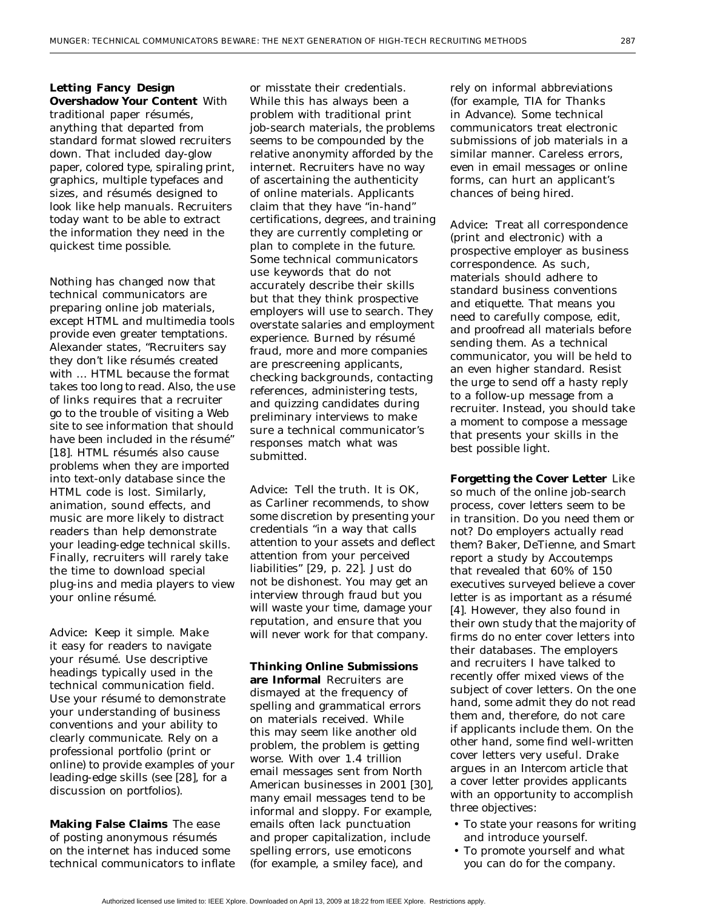**Letting Fancy Design Overshadow Your Content** With traditional paper résumés, anything that departed from standard format slowed recruiters down. That included day-glow paper, colored type, spiraling print, graphics, multiple typefaces and sizes, and résumés designed to look like help manuals. Recruiters today want to be able to extract the information they need in the quickest time possible.

Nothing has changed now that technical communicators are preparing online job materials, except HTML and multimedia tools provide even greater temptations. Alexander states, "Recruiters say they don't like résumés created with … HTML because the format takes too long to read. Also, the use of links requires that a recruiter go to the trouble of visiting a Web site to see information that should have been included in the résumé" [18]. HTML résumés also cause problems when they are imported into text-only database since the HTML code is lost. Similarly, animation, sound effects, and music are more likely to distract readers than help demonstrate your leading-edge technical skills. Finally, recruiters will rarely take the time to download special plug-ins and media players to view your online résumé.

*Advice*: Keep it simple. Make it easy for readers to navigate your résumé. Use descriptive headings typically used in the technical communication field. Use your résumé to demonstrate your understanding of business conventions and your ability to clearly communicate. Rely on a professional portfolio (print or online) to provide examples of your leading-edge skills (see [28], for a discussion on portfolios).

**Making False Claims** The ease of posting anonymous résumés on the internet has induced some technical communicators to inflate or misstate their credentials. While this has always been a problem with traditional print job-search materials, the problems seems to be compounded by the relative anonymity afforded by the internet. Recruiters have no way of ascertaining the authenticity of online materials. Applicants claim that they have "in-hand" certifications, degrees, and training they are currently completing or plan to complete in the future. Some technical communicators use keywords that do not accurately describe their skills but that they think prospective employers will use to search. They overstate salaries and employment experience. Burned by résumé fraud, more and more companies are prescreening applicants, checking backgrounds, contacting references, administering tests, and quizzing candidates during preliminary interviews to make sure a technical communicator's responses match what was submitted.

*Advice*: Tell the truth. It is OK, as Carliner recommends, to show some discretion by presenting your credentials "in a way that calls attention to your assets and deflect attention from your perceived liabilities" [29, p. 22]. Just do not be dishonest. You may get an interview through fraud but you will waste your time, damage your reputation, and ensure that you will never work for that company.

**Thinking Online Submissions are Informal** Recruiters are dismayed at the frequency of spelling and grammatical errors on materials received. While this may seem like another old problem, the problem is getting worse. With over 1.4 trillion email messages sent from North American businesses in 2001 [30], many email messages tend to be informal and sloppy. For example, emails often lack punctuation and proper capitalization, include spelling errors, use emoticons (for example, a smiley face), and rely on informal abbreviations (for example, TIA for Thanks in Advance). Some technical communicators treat electronic submissions of job materials in a similar manner. Careless errors, even in email messages or online forms, can hurt an applicant's chances of being hired.

*Advice*: Treat all correspondence (print and electronic) with a prospective employer as business correspondence. As such, materials should adhere to standard business conventions and etiquette. That means you need to carefully compose, edit, and proofread all materials before sending them. As a technical communicator, you will be held to an even higher standard. Resist the urge to send off a hasty reply to a follow-up message from a recruiter. Instead, you should take a moment to compose a message that presents your skills in the best possible light.

**Forgetting the Cover Letter** Like so much of the online job-search process, cover letters seem to be in transition. Do you need them or not? Do employers actually read them? Baker, DeTienne, and Smart report a study by Accoutemps that revealed that 60% of 150 executives surveyed believe a cover letter is as important as a résumé [4]. However, they also found in their own study that the majority of firms do no enter cover letters into their databases. The employers and recruiters I have talked to recently offer mixed views of the subject of cover letters. On the one hand, some admit they do not read them and, therefore, do not care if applicants include them. On the other hand, some find well-written cover letters very useful. Drake argues in an Intercom article that a cover letter provides applicants with an opportunity to accomplish three objectives:

- To state your reasons for writing and introduce yourself.
- To promote yourself and what you can do for the company.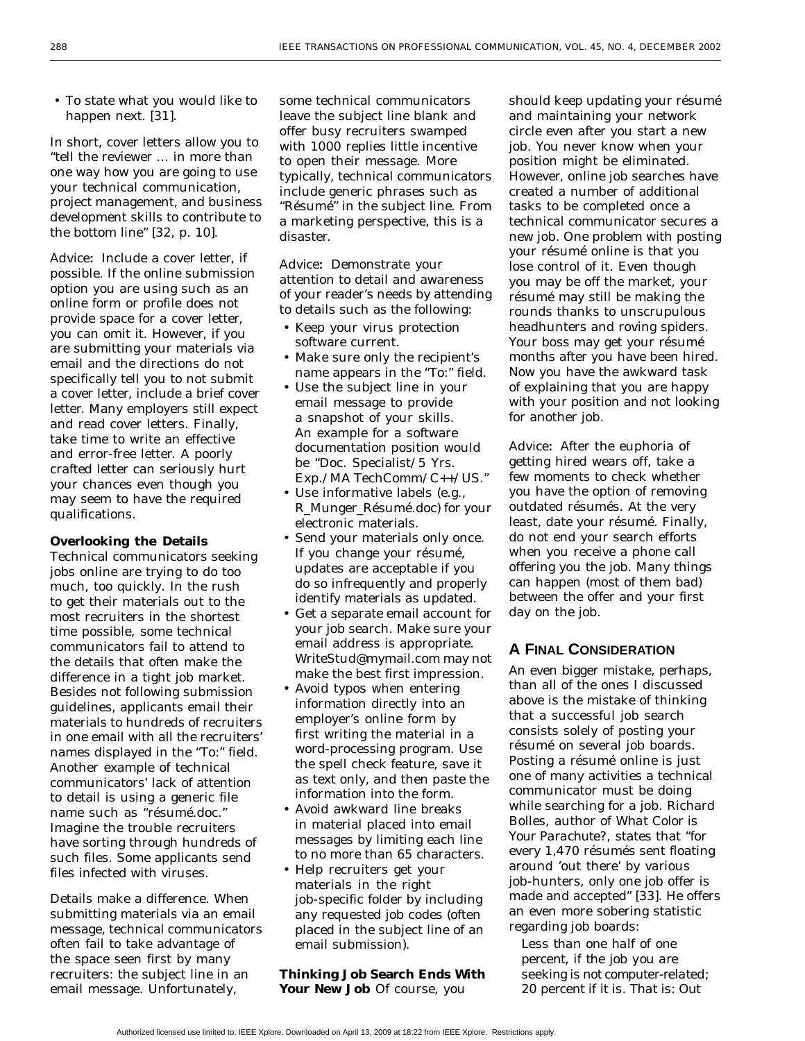- To state what you would like to happen next. [31].

In short, cover letters allow you to "tell the reviewer … in more than one way how you are going to use your technical communication, project management, and business development skills to contribute to the bottom line" [32, p. 10].

*Advice:* Include a cover letter, if possible. If the online submission option you are using such as an online form or profile does not provide space for a cover letter, you can omit it. However, if you are submitting your materials via email and the directions do not specifically tell you to not submit a cover letter, include a brief cover letter. Many employers still expect and read cover letters. Finally, take time to write an effective and error-free letter. A poorly crafted letter can seriously hurt your chances even though you may seem to have the required qualifications.

### Overlooking the Details

Technical communicators seeking jobs online are trying to do too much, too quickly. In the rush to get their materials out to the most recruiters in the shortest time possible, some technical communicators fail to attend to the details that often make the difference in a tight job market. Besides not following submission guidelines, applicants email their materials to hundreds of recruiters in one email with all the recruiters' names displayed in the "To:" field. Another example of technical communicators' lack of attention to detail is using a generic file name such as "résumé.doc." Imagine the trouble recruiters have sorting through hundreds of such files. Some applicants send files infected with viruses.

Details make a difference. When submitting materials via an email message, technical communicators often fail to take advantage of the space seen first by many recruiters: the subject line in an email message. Unfortunately, some technical communicators leave the subject line blank and offer busy recruiters swamped with 1000 replies little incentive to open their message. More typically, technical communicators include generic phrases such as "Résumé" in the subject line. From a marketing perspective, this is a disaster.

*Advice:* Demonstrate your attention to detail and awareness of your reader's needs by attending to details such as the following:

- Keep your virus protection software current.
- Make sure only the recipient's name appears in the "To:" field.
- Use the subject line in your email message to provide a snapshot of your skills. An example for a software documentation position would be "Doc. Specialist/5 Yrs. Exp./MA TechComm/C++/US."
- Use informative labels (e.g., R_Munger_Résumé.doc) for your electronic materials.
- Send your materials only once. If you change your résumé, updates are acceptable if you do so infrequently and properly identify materials as updated.
- Get a separate email account for your job search. Make sure your email address is appropriate. WriteStud@mymail.com may not make the best first impression.
- Avoid typos when entering information directly into an employer's online form by first writing the material in a word-processing program. Use the spell check feature, save it as text only, and then paste the information into the form.
- Avoid awkward line breaks in material placed into email messages by limiting each line to no more than 65 characters.
- Help recruiters get your materials in the right job-specific folder by including any requested job codes (often placed in the subject line of an email submission).

**Thinking Job Search Ends With Your New Job** Of course, you should keep updating your résumé and maintaining your network circle even after you start a new job. You never know when your position might be eliminated. However, online job searches have created a number of additional tasks to be completed once a technical communicator secures a new job. One problem with posting your résumé online is that you lose control of it. Even though you may be off the market, your résumé may still be making the rounds thanks to unscrupulous headhunters and roving spiders. Your boss may get your résumé months after you have been hired. Now you have the awkward task of explaining that you are happy with your position and not looking for another job.

*Advice:* After the euphoria of getting hired wears off, take a few moments to check whether you have the option of removing outdated résumés. At the very least, date your résumé. Finally, do not end your search efforts when you receive a phone call offering you the job. Many things can happen (most of them bad) between the offer and your first day on the job.

## A Final Consideration

An even bigger mistake, perhaps, than all of the ones I discussed above is the mistake of thinking that a successful job search consists solely of posting your résumé on several job boards. Posting a résumé online is just one of many activities a technical communicator must be doing while searching for a job. Richard Bolles, author of What Color is Your Parachute?, states that "for every 1,470 résumés sent floating around 'out there' by various job-hunters, only one job offer is made and accepted" [33]. He offers an even more sobering statistic regarding job boards:

> Less than one half of one percent, if the job you are seeking is not computer-related; 20 percent if it is. That is: Out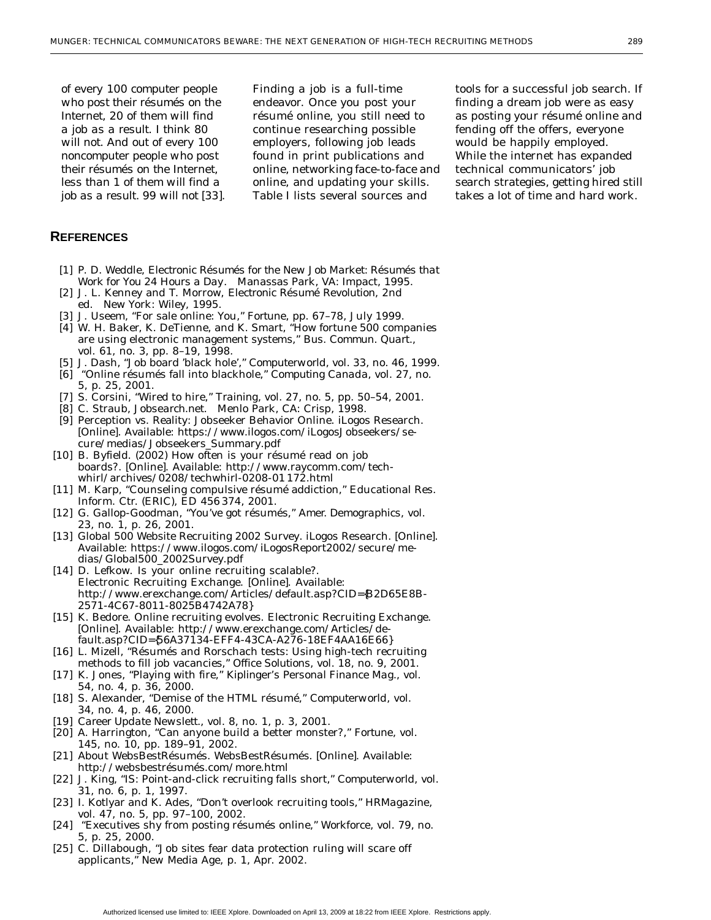of every 100 computer people who post their résumés on the Internet, 20 of them will find a job as a result. I think 80 will not. And out of every 100 noncomputer people who post their résumés on the Internet, less than 1 of them will find a job as a result. 99 will not [33].

Finding a job is a full-time endeavor. Once you post your résumé online, you still need to continue researching possible employers, following job leads found in print publications and online, networking face-to-face and online, and updating your skills. Table I lists several sources and tools for a successful job search. If finding a dream job were as easy as posting your résumé online and fending off the offers, everyone would be happily employed. While the internet has expanded technical communicators' job search strategies, getting hired still takes a lot of time and hard work.

## REFERENCES

[1] P. D. Weddle, *Electronic Résumés for the New Job Market: Résumés that Work for You 24 Hours a Day*. Manassas Park, VA: Impact, 1995.

[2] J. L. Kenney and T. Morrow, *Electronic Résumé Revolution*, 2nd ed. New York: Wiley, 1995.

[3] J. Useem, "For sale online: You," *Fortune*, pp. 67–78, July 1999.

[4] W. H. Baker, K. DeTienne, and K. Smart, "How fortune 500 companies are using electronic management systems," *Bus. Commun. Quart.*, vol. 61, no. 3, pp. 8–19, 1998.

[5] J. Dash, "Job board 'black hole'," *Computerworld*, vol. 33, no. 46, 1999.

[6] "Online résumés fall into blackhole," *Computing Canada*, vol. 27, no. 5, p. 25, 2001.

[7] S. Corsini, "Wired to hire," *Training*, vol. 27, no. 5, pp. 50–54, 2001.

[8] C. Straub, *Jobsearch.net*. Menlo Park, CA: Crisp, 1998.

[9] Perception vs. Reality: Jobseeker Behavior Online. iLogos Research. [Online]. Available: https://www.ilogos.com/iLogosJobseekers/secure/medias/Jobseekers_Summary.pdf

[10] B. Byfield. (2002) How often is your résumé read on job boards?. [Online]. Available: http://www.raycomm.com/techwhirl/archives/0208/techwhirl-0208-01172.html

[11] M. Karp, "Counseling compulsive résumé addiction," *Educational Res. Inform. Ctr. (ERIC)*, ED 456 374, 2001.

[12] G. Gallop-Goodman, "You've got résumés," *Amer. Demographics*, vol. 23, no. 1, p. 26, 2001.

[13] Global 500 Website Recruiting 2002 Survey. iLogos Research. [Online]. Available: https://www.ilogos.com/iLogosReport2002/secure/medias/Global500_2002Survey.pdf

[14] D. Lefkow. Is your online recruiting scalable?. Electronic Recruiting Exchange. [Online]. Available: http://www.erexchange.com/Articles/default.asp?CID={B2D65E8B-2571-4C67-8011-8025B4742A78}

[15] K. Bedore. Online recruiting evolves. Electronic Recruiting Exchange. [Online]. Available: http://www.erexchange.com/Articles/default.asp?CID={56A37134-EFF4-43CA-A276-18EF4AA16E66}

[16] L. Mizell, "Résumés and Rorschach tests: Using high-tech recruiting methods to fill job vacancies," *Office Solutions*, vol. 18, no. 9, 2001.

[17] K. Jones, "Playing with fire," *Kiplinger's Personal Finance Mag.*, vol. 54, no. 4, p. 36, 2000.

[18] S. Alexander, "Demise of the HTML résumé," *Computerworld*, vol. 34, no. 4, p. 46, 2000.

[19] *Career Update Newslett.*, vol. 8, no. 1, p. 3, 2001.

[20] A. Harrington, "Can anyone build a better monster?," *Fortune*, vol. 145, no. 10, pp. 189–91, 2002.

[21] About WebsBestRésumés. WebsBestRésumés. [Online]. Available: http://websbestrésumés.com/more.html

[22] J. King, "IS: Point-and-click recruiting falls short," *Computerworld*, vol. 31, no. 6, p. 1, 1997.

[23] I. Kotlyar and K. Ades, "Don't overlook recruiting tools," *HRMagazine*, vol. 47, no. 5, pp. 97–100, 2002.

[24] "Executives shy from posting résumés online," *Workforce*, vol. 79, no. 5, p. 25, 2000.

[25] C. Dillabough, "Job sites fear data protection ruling will scare off applicants," *New Media Age*, p. 1, Apr. 2002.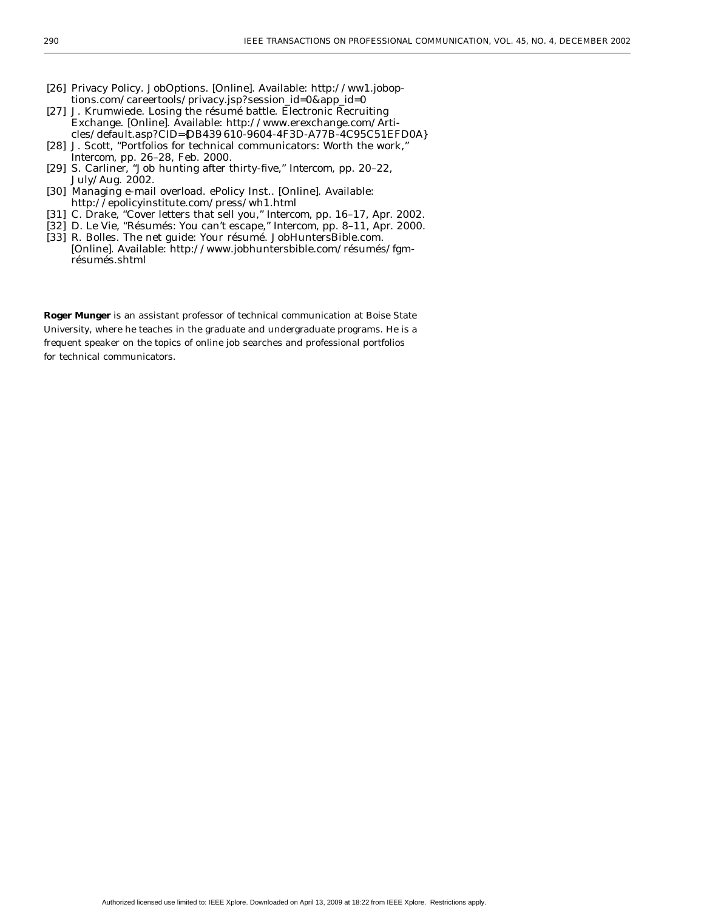[26] Privacy Policy. JobOptions. [Online]. Available: http://ww1.joboptions.com/careertools/privacy.jsp?session_id=0&app_id=0

[27] J. Krumwiede. Losing the résumé battle. Electronic Recruiting Exchange. [Online]. Available: http://www.erexchange.com/Articles/default.asp?CID={DB439610-9604-4F3D-A77B-4C95C51EFD0A}

[28] J. Scott, "Portfolios for technical communicators: Worth the work," Intercom, pp. 26–28, Feb. 2000.

[29] S. Carliner, "Job hunting after thirty-five," Intercom, pp. 20–22, July/Aug. 2002.

[30] Managing e-mail overload. ePolicy Inst.. [Online]. Available: http://epolicyinstitute.com/press/wh1.html

[31] C. Drake, "Cover letters that sell you," Intercom, pp. 16–17, Apr. 2002.

[32] D. Le Vie, "Résumés: You can't escape," Intercom, pp. 8–11, Apr. 2000.

[33] R. Bolles. The net guide: Your résumé. JobHuntersBible.com. [Online]. Available: http://www.jobhuntersbible.com/résumés/fgm-résumés.shtml

**Roger Munger** is an assistant professor of technical communication at Boise State University, where he teaches in the graduate and undergraduate programs. He is a frequent speaker on the topics of online job searches and professional portfolios for technical communicators.